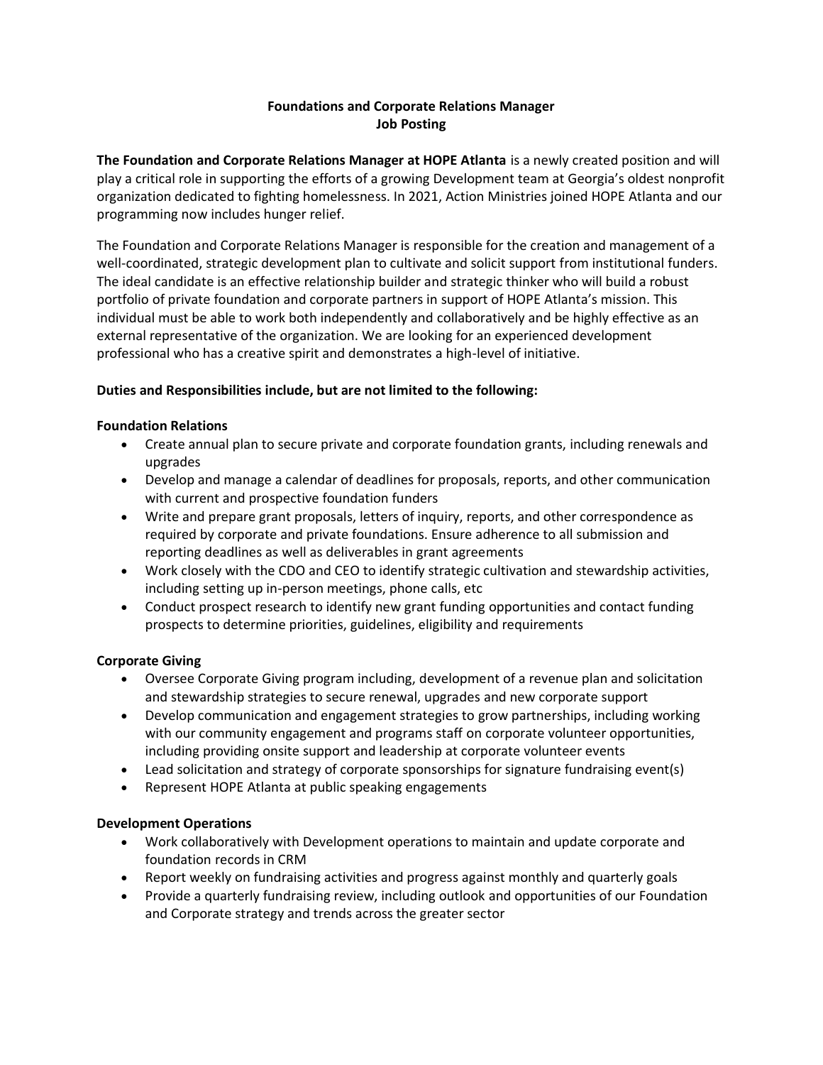# Foundations and Corporate Relations Manager
## Job Posting

**The Foundation and Corporate Relations Manager at HOPE Atlanta** is a newly created position and will play a critical role in supporting the efforts of a growing Development team at Georgia's oldest nonprofit organization dedicated to fighting homelessness. In 2021, Action Ministries joined HOPE Atlanta and our programming now includes hunger relief.

The Foundation and Corporate Relations Manager is responsible for the creation and management of a well-coordinated, strategic development plan to cultivate and solicit support from institutional funders. The ideal candidate is an effective relationship builder and strategic thinker who will build a robust portfolio of private foundation and corporate partners in support of HOPE Atlanta's mission. This individual must be able to work both independently and collaboratively and be highly effective as an external representative of the organization. We are looking for an experienced development professional who has a creative spirit and demonstrates a high-level of initiative.

**Duties and Responsibilities include, but are not limited to the following:**

**Foundation Relations**

- Create annual plan to secure private and corporate foundation grants, including renewals and upgrades
- Develop and manage a calendar of deadlines for proposals, reports, and other communication with current and prospective foundation funders
- Write and prepare grant proposals, letters of inquiry, reports, and other correspondence as required by corporate and private foundations. Ensure adherence to all submission and reporting deadlines as well as deliverables in grant agreements
- Work closely with the CDO and CEO to identify strategic cultivation and stewardship activities, including setting up in-person meetings, phone calls, etc
- Conduct prospect research to identify new grant funding opportunities and contact funding prospects to determine priorities, guidelines, eligibility and requirements

**Corporate Giving**

- Oversee Corporate Giving program including, development of a revenue plan and solicitation and stewardship strategies to secure renewal, upgrades and new corporate support
- Develop communication and engagement strategies to grow partnerships, including working with our community engagement and programs staff on corporate volunteer opportunities, including providing onsite support and leadership at corporate volunteer events
- Lead solicitation and strategy of corporate sponsorships for signature fundraising event(s)
- Represent HOPE Atlanta at public speaking engagements

**Development Operations**

- Work collaboratively with Development operations to maintain and update corporate and foundation records in CRM
- Report weekly on fundraising activities and progress against monthly and quarterly goals
- Provide a quarterly fundraising review, including outlook and opportunities of our Foundation and Corporate strategy and trends across the greater sector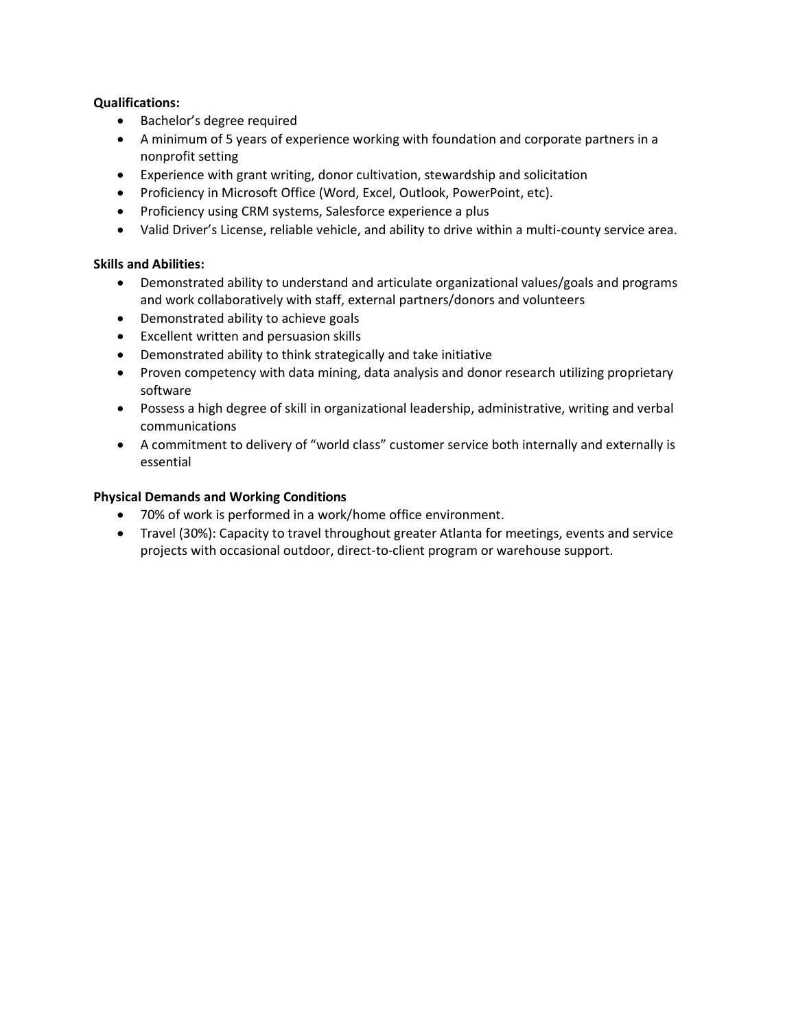**Qualifications:**

- Bachelor's degree required
- A minimum of 5 years of experience working with foundation and corporate partners in a nonprofit setting
- Experience with grant writing, donor cultivation, stewardship and solicitation
- Proficiency in Microsoft Office (Word, Excel, Outlook, PowerPoint, etc).
- Proficiency using CRM systems, Salesforce experience a plus
- Valid Driver's License, reliable vehicle, and ability to drive within a multi-county service area.

**Skills and Abilities:**

- Demonstrated ability to understand and articulate organizational values/goals and programs and work collaboratively with staff, external partners/donors and volunteers
- Demonstrated ability to achieve goals
- Excellent written and persuasion skills
- Demonstrated ability to think strategically and take initiative
- Proven competency with data mining, data analysis and donor research utilizing proprietary software
- Possess a high degree of skill in organizational leadership, administrative, writing and verbal communications
- A commitment to delivery of "world class" customer service both internally and externally is essential

**Physical Demands and Working Conditions**

- 70% of work is performed in a work/home office environment.
- Travel (30%): Capacity to travel throughout greater Atlanta for meetings, events and service projects with occasional outdoor, direct-to-client program or warehouse support.